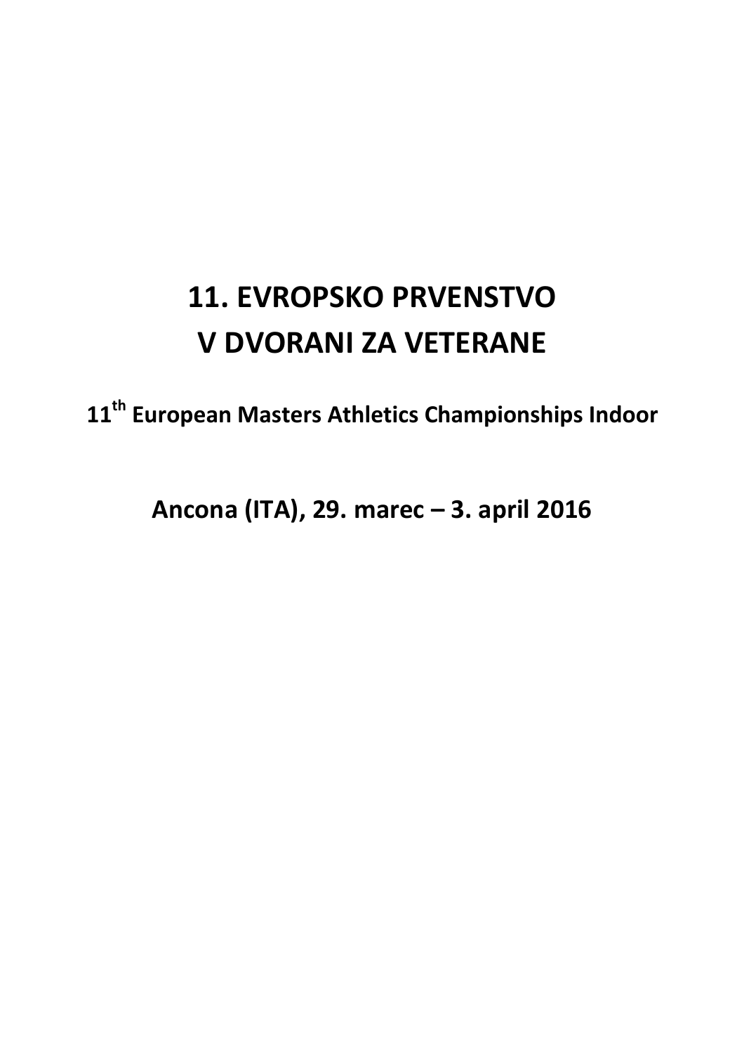# 11. EVROPSKO PRVENSTVO V DVORANI ZA VETERANE

**11th European Masters Athletics Championships Indoor**

**Ancona (ITA), 29. marec – 3. april 2016**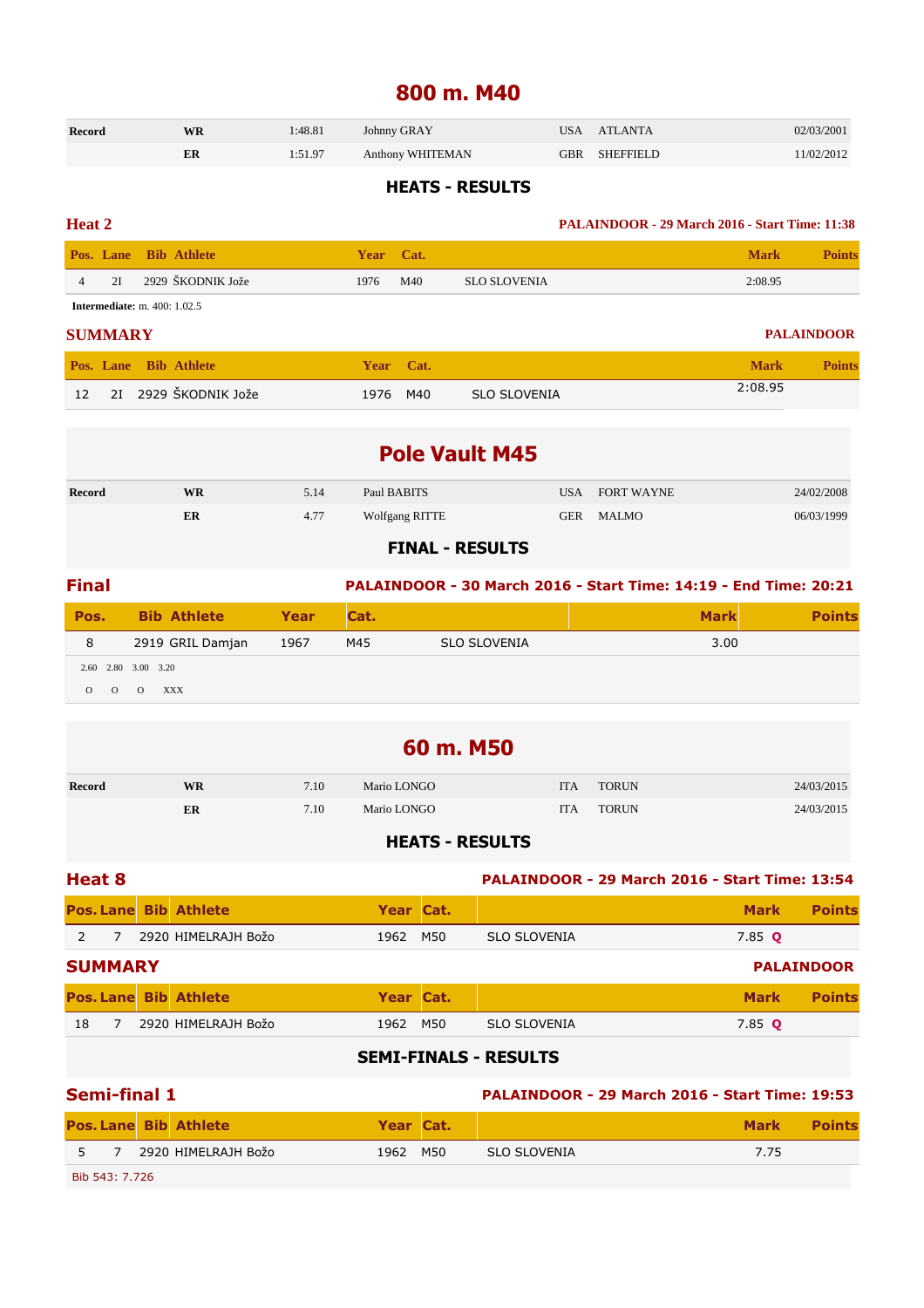# 800 m. M40

| Record | | | | | | |
|---|---|---|---|---|---|---|
| | WR | 1:48.81 | Johnny GRAY | USA | ATLANTA | 02/03/2001 |
| | ER | 1:51.97 | Anthony WHITEMAN | GBR | SHEFFIELD | 11/02/2012 |

## HEATS - RESULTS

### Heat 2

PALAINDOOR - 29 March 2016 - Start Time: 11:38

| Pos. | Lane | Bib | Athlete | Year | Cat. | | Mark | Points |
|---|---|---|---|---|---|---|---|---|
| 4 | 2I | 2929 | ŠKODNIK Jože | 1976 | M40 | SLO SLOVENIA | 2:08.95 | |

**Intermediate:** m. 400: 1.02.5

### SUMMARY

PALAINDOOR

| Pos. | Lane | Bib | Athlete | Year | Cat. | | Mark | Points |
|---|---|---|---|---|---|---|---|---|
| 12 | 2I | 2929 | ŠKODNIK Jože | 1976 | M40 | SLO SLOVENIA | 2:08.95 | |

# Pole Vault M45

| Record | | | | | | |
|---|---|---|---|---|---|---|
| | WR | 5.14 | Paul BABITS | USA | FORT WAYNE | 24/02/2008 |
| | ER | 4.77 | Wolfgang RITTE | GER | MALMO | 06/03/1999 |

## FINAL - RESULTS

### Final

PALAINDOOR - 30 March 2016 - Start Time: 14:19 - End Time: 20:21

| Pos. | Bib | Athlete | Year | Cat. | | Mark | Points |
|---|---|---|---|---|---|---|---|
| 8 | 2919 | GRIL Damjan | 1967 | M45 | SLO SLOVENIA | 3.00 | |

| 2.60 | 2.80 | 3.00 | 3.20 |
|---|---|---|---|
| O | O | O | XXX |

# 60 m. M50

| Record | | | | | | |
|---|---|---|---|---|---|---|
| | WR | 7.10 | Mario LONGO | ITA | TORUN | 24/03/2015 |
| | ER | 7.10 | Mario LONGO | ITA | TORUN | 24/03/2015 |

## HEATS - RESULTS

### Heat 8

PALAINDOOR - 29 March 2016 - Start Time: 13:54

| Pos. | Lane | Bib | Athlete | Year | Cat. | | Mark | Points |
|---|---|---|---|---|---|---|---|---|
| 2 | 7 | 2920 | HIMELRAJH Božo | 1962 | M50 | SLO SLOVENIA | 7.85 Q | |

### SUMMARY

PALAINDOOR

| Pos. | Lane | Bib | Athlete | Year | Cat. | | Mark | Points |
|---|---|---|---|---|---|---|---|---|
| 18 | 7 | 2920 | HIMELRAJH Božo | 1962 | M50 | SLO SLOVENIA | 7.85 Q | |

## SEMI-FINALS - RESULTS

### Semi-final 1

PALAINDOOR - 29 March 2016 - Start Time: 19:53

| Pos. | Lane | Bib | Athlete | Year | Cat. | | Mark | Points |
|---|---|---|---|---|---|---|---|---|
| 5 | 7 | 2920 | HIMELRAJH Božo | 1962 | M50 | SLO SLOVENIA | 7.75 | |

Bib 543: 7.726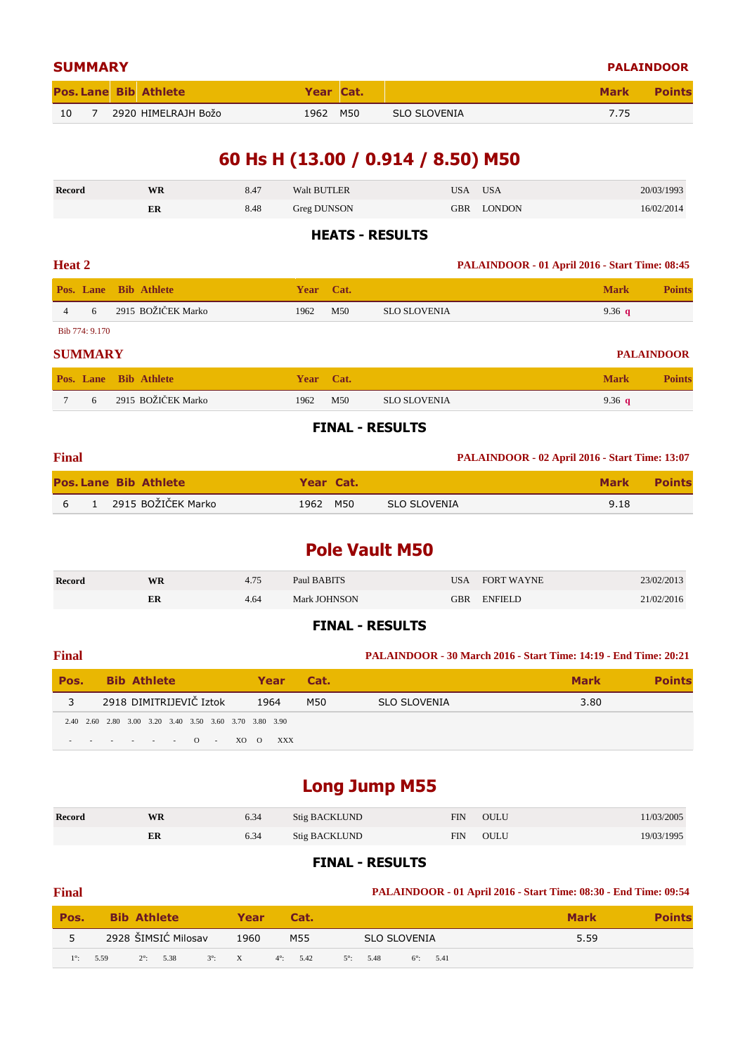### SUMMARY

PALAINDOOR

| Pos. | Lane | Bib | Athlete | Year | Cat. | | Mark | Points |
|---|---|---|---|---|---|---|---|---|
| 10 | 7 | 2920 | HIMELRAJH Božo | 1962 | M50 | SLO SLOVENIA | 7.75 | |

## 60 Hs H (13.00 / 0.914 / 8.50) M50

| Record | | | | | | |
|---|---|---|---|---|---|---|
| | WR | 8.47 | Walt BUTLER | USA | USA | 20/03/1993 |
| | ER | 8.48 | Greg DUNSON | GBR | LONDON | 16/02/2014 |

### HEATS - RESULTS

**Heat 2**

PALAINDOOR - 01 April 2016 - Start Time: 08:45

| Pos. | Lane | Bib | Athlete | Year | Cat. | | Mark | Points |
|---|---|---|---|---|---|---|---|---|
| 4 | 6 | 2915 | BOŽIČEK Marko | 1962 | M50 | SLO SLOVENIA | 9.36 q | |

Bib 774: 9.170

### SUMMARY

PALAINDOOR

| Pos. | Lane | Bib | Athlete | Year | Cat. | | Mark | Points |
|---|---|---|---|---|---|---|---|---|
| 7 | 6 | 2915 | BOŽIČEK Marko | 1962 | M50 | SLO SLOVENIA | 9.36 q | |

### FINAL - RESULTS

**Final**

PALAINDOOR - 02 April 2016 - Start Time: 13:07

| Pos. | Lane | Bib | Athlete | Year | Cat. | | Mark | Points |
|---|---|---|---|---|---|---|---|---|
| 6 | 1 | 2915 | BOŽIČEK Marko | 1962 | M50 | SLO SLOVENIA | 9.18 | |

## Pole Vault M50

| Record | | | | | | |
|---|---|---|---|---|---|---|
| | WR | 4.75 | Paul BABITS | USA | FORT WAYNE | 23/02/2013 |
| | ER | 4.64 | Mark JOHNSON | GBR | ENFIELD | 21/02/2016 |

### FINAL - RESULTS

**Final**

PALAINDOOR - 30 March 2016 - Start Time: 14:19 - End Time: 20:21

| Pos. | Bib | Athlete | Year | Cat. | | Mark | Points |
|---|---|---|---|---|---|---|---|
| 3 | 2918 | DIMITRIJEVIČ Iztok | 1964 | M50 | SLO SLOVENIA | 3.80 | |

| 2.40 | 2.60 | 2.80 | 3.00 | 3.20 | 3.40 | 3.50 | 3.60 | 3.70 | 3.80 | 3.90 |
|---|---|---|---|---|---|---|---|---|---|---|
| - | - | - | - | - | - | - | O | - | XO | O | XXX |

## Long Jump M55

| Record | | | | | | |
|---|---|---|---|---|---|---|
| | WR | 6.34 | Stig BACKLUND | FIN | OULU | 11/03/2005 |
| | ER | 6.34 | Stig BACKLUND | FIN | OULU | 19/03/1995 |

### FINAL - RESULTS

**Final**

PALAINDOOR - 01 April 2016 - Start Time: 08:30 - End Time: 09:54

| Pos. | Bib | Athlete | Year | Cat. | | Mark | Points |
|---|---|---|---|---|---|---|---|
| 5 | 2928 | ŠIMSIĆ Milosav | 1960 | M55 | SLO SLOVENIA | 5.59 | |

1°: 5.59 2°: 5.38 3°: X 4°: 5.42 5°: 5.48 6°: 5.41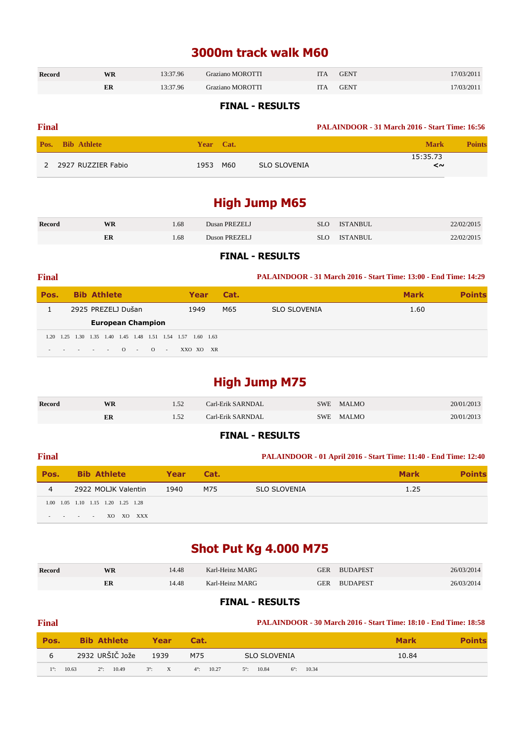# 3000m track walk M60

| Record | | | | | | |
|---|---|---|---|---|---|---|
| | WR | 13:37.96 | Graziano MOROTTI | ITA | GENT | 17/03/2011 |
| | ER | 13:37.96 | Graziano MOROTTI | ITA | GENT | 17/03/2011 |

### FINAL - RESULTS

**Final** — PALAINDOOR - 31 March 2016 - Start Time: 16:56

| Pos. | Bib | Athlete | Year | Cat. | | Mark | Points |
|---|---|---|---|---|---|---|---|
| 2 | 2927 | RUZZIER Fabio | 1953 | M60 | SLO SLOVENIA | 15:35.73 <~ | |

# High Jump M65

| Record | | | | | | |
|---|---|---|---|---|---|---|
| | WR | 1.68 | Dusan PREZELJ | SLO | ISTANBUL | 22/02/2015 |
| | ER | 1.68 | Duson PREZELJ | SLO | ISTANBUL | 22/02/2015 |

### FINAL - RESULTS

**Final** — PALAINDOOR - 31 March 2016 - Start Time: 13:00 - End Time: 14:29

| Pos. | Bib | Athlete | Year | Cat. | | Mark | Points |
|---|---|---|---|---|---|---|---|
| 1 | 2925 | PREZELJ Dušan | 1949 | M65 | SLO SLOVENIA | 1.60 | |
| | | **European Champion** | | | | | |

| 1.20 | 1.25 | 1.30 | 1.35 | 1.40 | 1.45 | 1.48 | 1.51 | 1.54 | 1.57 | 1.60 | 1.63 |
|---|---|---|---|---|---|---|---|---|---|---|---|
| - | - | - | - | - | - | O | - | O | - | XXO XO | XR |

# High Jump M75

| Record | | | | | | |
|---|---|---|---|---|---|---|
| | WR | 1.52 | Carl-Erik SARNDAL | SWE | MALMO | 20/01/2013 |
| | ER | 1.52 | Carl-Erik SARNDAL | SWE | MALMO | 20/01/2013 |

### FINAL - RESULTS

**Final** — PALAINDOOR - 01 April 2016 - Start Time: 11:40 - End Time: 12:40

| Pos. | Bib | Athlete | Year | Cat. | | Mark | Points |
|---|---|---|---|---|---|---|---|
| 4 | 2922 | MOLJK Valentin | 1940 | M75 | SLO SLOVENIA | 1.25 | |

| 1.00 | 1.05 | 1.10 | 1.15 | 1.20 | 1.25 | 1.28 |
|---|---|---|---|---|---|---|
| - | - | - | - | XO | XO | XXX |

# Shot Put Kg 4.000 M75

| Record | | | | | | |
|---|---|---|---|---|---|---|
| | WR | 14.48 | Karl-Heinz MARG | GER | BUDAPEST | 26/03/2014 |
| | ER | 14.48 | Karl-Heinz MARG | GER | BUDAPEST | 26/03/2014 |

### FINAL - RESULTS

**Final** — PALAINDOOR - 30 March 2016 - Start Time: 18:10 - End Time: 18:58

| Pos. | Bib | Athlete | Year | Cat. | | Mark | Points |
|---|---|---|---|---|---|---|---|
| 6 | 2932 | URŠIČ Jože | 1939 | M75 | SLO SLOVENIA | 10.84 | |

| 1°: | 2°: | 3°: | 4°: | 5°: | 6°: |
|---|---|---|---|---|---|
| 10.63 | 10.49 | X | 10.27 | 10.84 | 10.34 |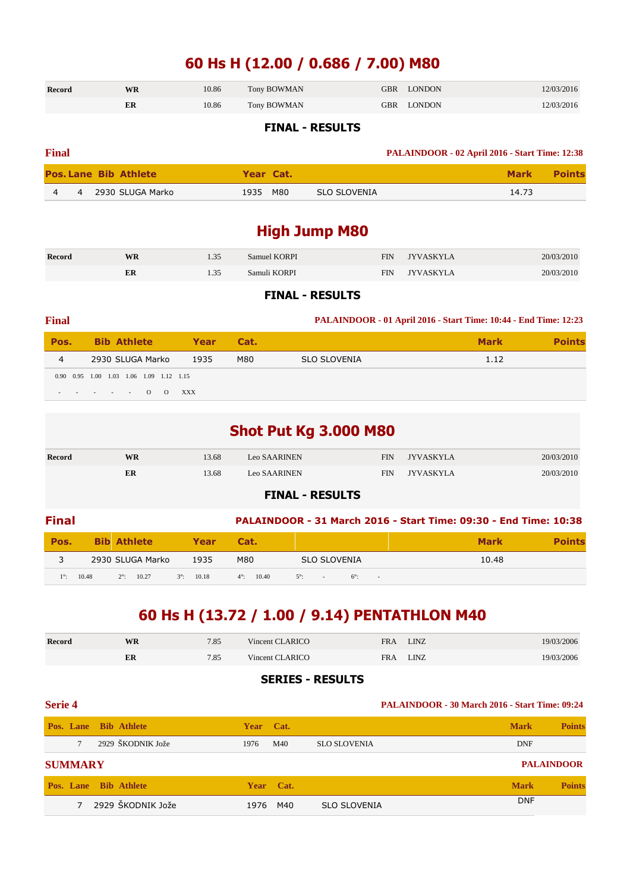# 60 Hs H (12.00 / 0.686 / 7.00) M80

| Record | | | | | | |
|---|---|---|---|---|---|---|
| Record | WR | 10.86 | Tony BOWMAN | GBR | LONDON | 12/03/2016 |
| | ER | 10.86 | Tony BOWMAN | GBR | LONDON | 12/03/2016 |

**FINAL - RESULTS**

**Final** — PALAINDOOR - 02 April 2016 - Start Time: 12:38

| Pos. | Lane | Bib | Athlete | Year | Cat. | | Mark | Points |
|---|---|---|---|---|---|---|---|---|
| 4 | 4 | 2930 | SLUGA Marko | 1935 | M80 | SLO SLOVENIA | 14.73 | |

# High Jump M80

| Record | | | | | | |
|---|---|---|---|---|---|---|
| Record | WR | 1.35 | Samuel KORPI | FIN | JYVASKYLA | 20/03/2010 |
| | ER | 1.35 | Samuli KORPI | FIN | JYVASKYLA | 20/03/2010 |

**FINAL - RESULTS**

**Final** — PALAINDOOR - 01 April 2016 - Start Time: 10:44 - End Time: 12:23

| Pos. | Bib | Athlete | Year | Cat. | | Mark | Points |
|---|---|---|---|---|---|---|---|
| 4 | 2930 | SLUGA Marko | 1935 | M80 | SLO SLOVENIA | 1.12 | |

| 0.90 | 0.95 | 1.00 | 1.03 | 1.06 | 1.09 | 1.12 | 1.15 |
|---|---|---|---|---|---|---|---|
| - | - | - | - | - | O | O | XXX |

# Shot Put Kg 3.000 M80

| Record | | | | | | |
|---|---|---|---|---|---|---|
| Record | WR | 13.68 | Leo SAARINEN | FIN | JYVASKYLA | 20/03/2010 |
| | ER | 13.68 | Leo SAARINEN | FIN | JYVASKYLA | 20/03/2010 |

**FINAL - RESULTS**

**Final** — PALAINDOOR - 31 March 2016 - Start Time: 09:30 - End Time: 10:38

| Pos. | Bib | Athlete | Year | Cat. | | Mark | Points |
|---|---|---|---|---|---|---|---|
| 3 | 2930 | SLUGA Marko | 1935 | M80 | SLO SLOVENIA | 10.48 | |

1°: 10.48 — 2°: 10.27 — 3°: 10.18 — 4°: 10.40 — 5°: - — 6°: -

# 60 Hs H (13.72 / 1.00 / 9.14) PENTATHLON M40

| Record | | | | | | |
|---|---|---|---|---|---|---|
| Record | WR | 7.85 | Vincent CLARICO | FRA | LINZ | 19/03/2006 |
| | ER | 7.85 | Vincent CLARICO | FRA | LINZ | 19/03/2006 |

**SERIES - RESULTS**

**Serie 4** — PALAINDOOR - 30 March 2016 - Start Time: 09:24

| Pos. | Lane | Bib | Athlete | Year | Cat. | | Mark | Points |
|---|---|---|---|---|---|---|---|---|
| | 7 | 2929 | ŠKODNIK Jože | 1976 | M40 | SLO SLOVENIA | DNF | |

**SUMMARY** — PALAINDOOR

| Pos. | Lane | Bib | Athlete | Year | Cat. | | Mark | Points |
|---|---|---|---|---|---|---|---|---|
| | 7 | 2929 | ŠKODNIK Jože | 1976 | M40 | SLO SLOVENIA | DNF | |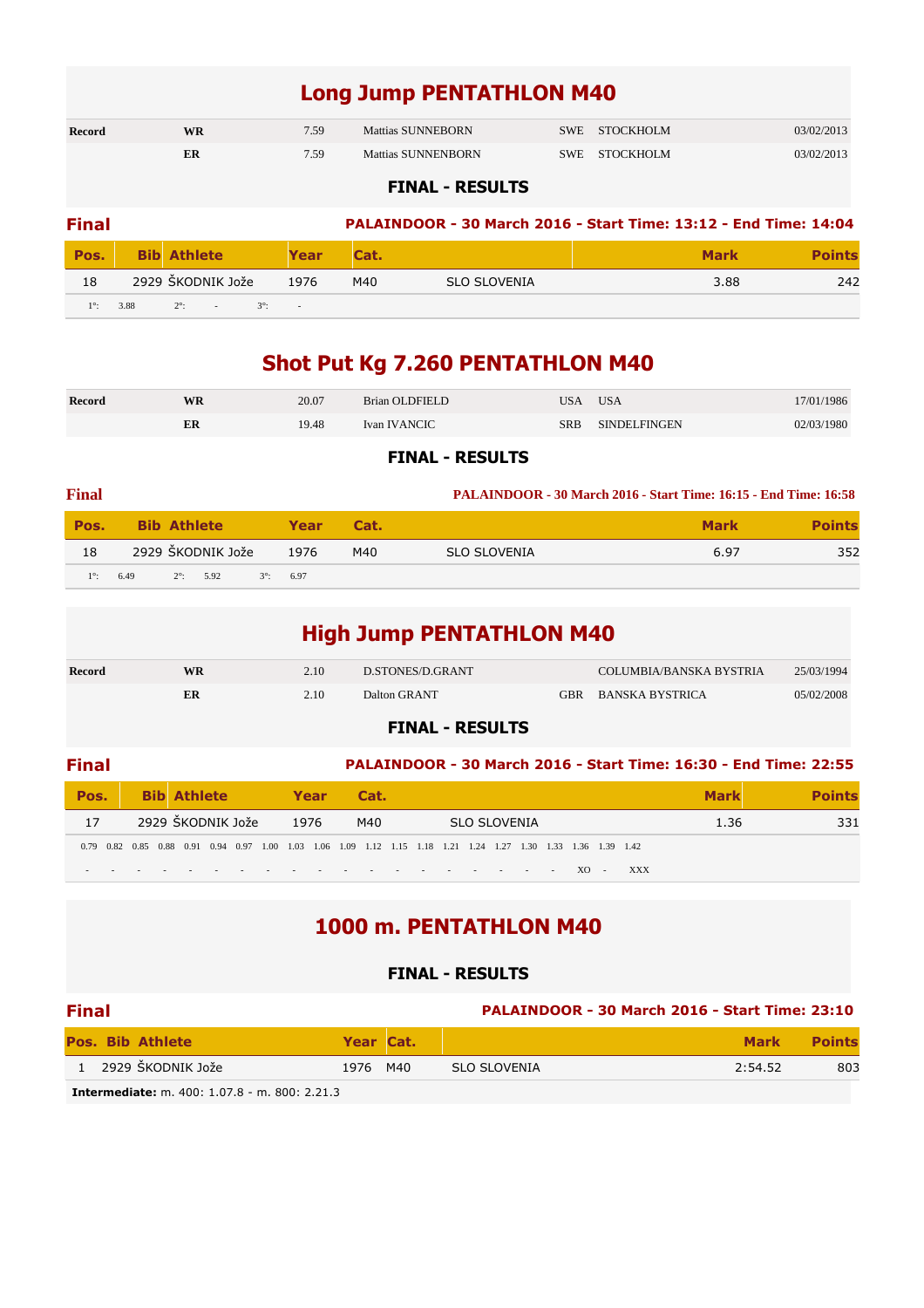# Long Jump PENTATHLON M40

| Record | | | | | | |
|---|---|---|---|---|---|---|
| Record | WR | 7.59 | Mattias SUNNEBORN | SWE | STOCKHOLM | 03/02/2013 |
| | ER | 7.59 | Mattias SUNNENBORN | SWE | STOCKHOLM | 03/02/2013 |

**FINAL - RESULTS**

**Final** — **PALAINDOOR - 30 March 2016 - Start Time: 13:12 - End Time: 14:04**

| Pos. | Bib | Athlete | Year | Cat. | | Mark | Points |
|---|---|---|---|---|---|---|---|
| 18 | 2929 | ŠKODNIK Jože | 1976 | M40 | SLO SLOVENIA | 3.88 | 242 |

1°: 3.88 2°: - 3°: -

# Shot Put Kg 7.260 PENTATHLON M40

| Record | | | | | | |
|---|---|---|---|---|---|---|
| Record | WR | 20.07 | Brian OLDFIELD | USA | USA | 17/01/1986 |
| | ER | 19.48 | Ivan IVANCIC | SRB | SINDELFINGEN | 02/03/1980 |

**FINAL - RESULTS**

**Final** — **PALAINDOOR - 30 March 2016 - Start Time: 16:15 - End Time: 16:58**

| Pos. | Bib | Athlete | Year | Cat. | | Mark | Points |
|---|---|---|---|---|---|---|---|
| 18 | 2929 | ŠKODNIK Jože | 1976 | M40 | SLO SLOVENIA | 6.97 | 352 |

1°: 6.49 2°: 5.92 3°: 6.97

# High Jump PENTATHLON M40

| Record | | | | | | |
|---|---|---|---|---|---|---|
| Record | WR | 2.10 | D.STONES/D.GRANT | | COLUMBIA/BANSKA BYSTRIA | 25/03/1994 |
| | ER | 2.10 | Dalton GRANT | GBR | BANSKA BYSTRICA | 05/02/2008 |

**FINAL - RESULTS**

**Final** — **PALAINDOOR - 30 March 2016 - Start Time: 16:30 - End Time: 22:55**

| Pos. | Bib | Athlete | Year | Cat. | | Mark | Points |
|---|---|---|---|---|---|---|---|
| 17 | 2929 | ŠKODNIK Jože | 1976 | M40 | SLO SLOVENIA | 1.36 | 331 |

| 0.79 | 0.82 | 0.85 | 0.88 | 0.91 | 0.94 | 0.97 | 1.00 | 1.03 | 1.06 | 1.09 | 1.12 | 1.15 | 1.18 | 1.21 | 1.24 | 1.27 | 1.30 | 1.33 | 1.36 | 1.39 | 1.42 |
|---|---|---|---|---|---|---|---|---|---|---|---|---|---|---|---|---|---|---|---|---|---|
| - | - | - | - | - | - | - | - | - | - | - | - | - | - | - | - | - | - | - | XO | - | XXX |

# 1000 m. PENTATHLON M40

**FINAL - RESULTS**

**Final** — **PALAINDOOR - 30 March 2016 - Start Time: 23:10**

| Pos. | Bib | Athlete | Year | Cat. | | Mark | Points |
|---|---|---|---|---|---|---|---|
| 1 | 2929 | ŠKODNIK Jože | 1976 | M40 | SLO SLOVENIA | 2:54.52 | 803 |

**Intermediate:** m. 400: 1.07.8 - m. 800: 2.21.3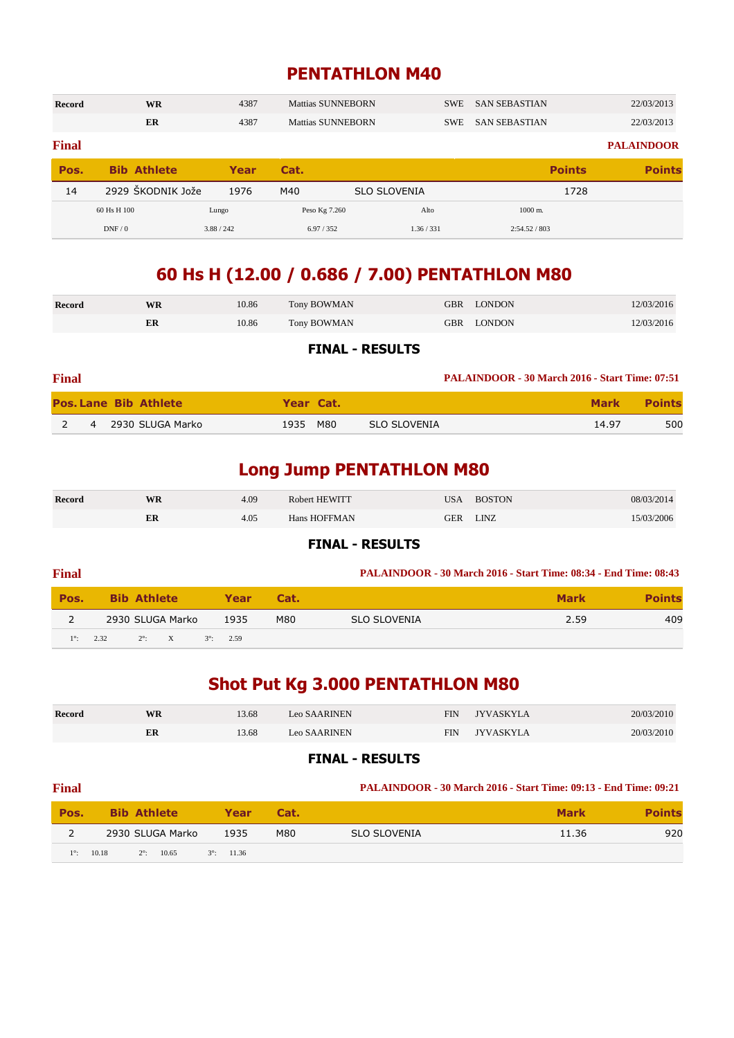# PENTATHLON M40

| Record | | | | | | |
|---|---|---|---|---|---|---|
| Record | WR | 4387 | Mattias SUNNEBORN | SWE | SAN SEBASTIAN | 22/03/2013 |
| | ER | 4387 | Mattias SUNNEBORN | SWE | SAN SEBASTIAN | 22/03/2013 |

**Final** — **PALAINDOOR**

| Pos. | Bib | Athlete | Year | Cat. | | Points | Points |
|---|---|---|---|---|---|---|---|
| 14 | 2929 | ŠKODNIK Jože | 1976 | M40 | SLO SLOVENIA | 1728 | |

| 60 Hs H 100 | Lungo | Peso Kg 7.260 | Alto | 1000 m. |
|---|---|---|---|---|
| DNF / 0 | 3.88 / 242 | 6.97 / 352 | 1.36 / 331 | 2:54.52 / 803 |

# 60 Hs H (12.00 / 0.686 / 7.00) PENTATHLON M80

| Record | | | | | | |
|---|---|---|---|---|---|---|
| Record | WR | 10.86 | Tony BOWMAN | GBR | LONDON | 12/03/2016 |
| | ER | 10.86 | Tony BOWMAN | GBR | LONDON | 12/03/2016 |

## FINAL - RESULTS

**Final** — **PALAINDOOR - 30 March 2016 - Start Time: 07:51**

| Pos. | Lane | Bib | Athlete | Year | Cat. | | Mark | Points |
|---|---|---|---|---|---|---|---|---|
| 2 | 4 | 2930 | SLUGA Marko | 1935 | M80 | SLO SLOVENIA | 14.97 | 500 |

# Long Jump PENTATHLON M80

| Record | | | | | | |
|---|---|---|---|---|---|---|
| Record | WR | 4.09 | Robert HEWITT | USA | BOSTON | 08/03/2014 |
| | ER | 4.05 | Hans HOFFMAN | GER | LINZ | 15/03/2006 |

## FINAL - RESULTS

**Final** — **PALAINDOOR - 30 March 2016 - Start Time: 08:34 - End Time: 08:43**

| Pos. | Bib | Athlete | Year | Cat. | | Mark | Points |
|---|---|---|---|---|---|---|---|
| 2 | 2930 | SLUGA Marko | 1935 | M80 | SLO SLOVENIA | 2.59 | 409 |

1°: 2.32 2°: X 3°: 2.59

# Shot Put Kg 3.000 PENTATHLON M80

| Record | | | | | | |
|---|---|---|---|---|---|---|
| Record | WR | 13.68 | Leo SAARINEN | FIN | JYVASKYLA | 20/03/2010 |
| | ER | 13.68 | Leo SAARINEN | FIN | JYVASKYLA | 20/03/2010 |

## FINAL - RESULTS

**Final** — **PALAINDOOR - 30 March 2016 - Start Time: 09:13 - End Time: 09:21**

| Pos. | Bib | Athlete | Year | Cat. | | Mark | Points |
|---|---|---|---|---|---|---|---|
| 2 | 2930 | SLUGA Marko | 1935 | M80 | SLO SLOVENIA | 11.36 | 920 |

1°: 10.18 2°: 10.65 3°: 11.36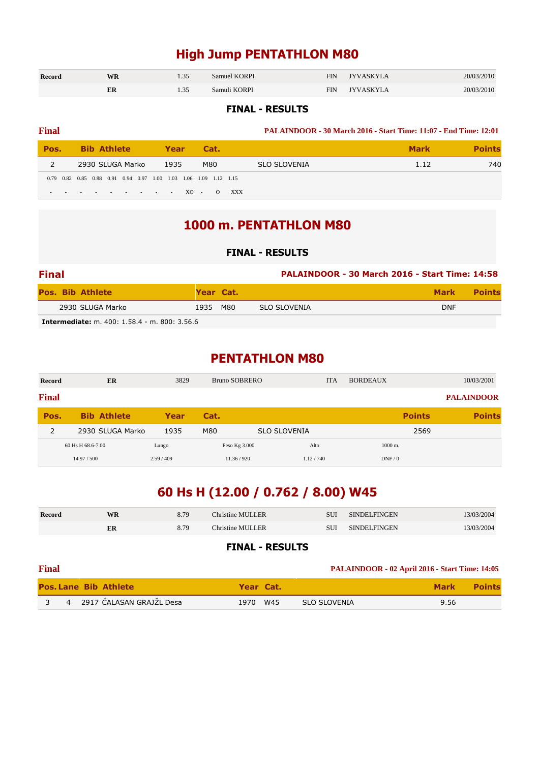# High Jump PENTATHLON M80

| Record | | | | | | |
|---|---|---|---|---|---|---|
| Record | WR | 1.35 | Samuel KORPI | FIN | JYVASKYLA | 20/03/2010 |
| | ER | 1.35 | Samuli KORPI | FIN | JYVASKYLA | 20/03/2010 |

### FINAL - RESULTS

**Final** — PALAINDOOR - 30 March 2016 - Start Time: 11:07 - End Time: 12:01

| Pos. | Bib | Athlete | Year | Cat. | | Mark | Points |
|---|---|---|---|---|---|---|---|
| 2 | 2930 | SLUGA Marko | 1935 | M80 | SLO SLOVENIA | 1.12 | 740 |

| 0.79 | 0.82 | 0.85 | 0.88 | 0.91 | 0.94 | 0.97 | 1.00 | 1.03 | 1.06 | 1.09 | 1.12 | 1.15 |
|---|---|---|---|---|---|---|---|---|---|---|---|---|
| - | - | - | - | - | - | - | - | - | - | XO | - | O | XXX |

# 1000 m. PENTATHLON M80

### FINAL - RESULTS

**Final** — PALAINDOOR - 30 March 2016 - Start Time: 14:58

| Pos. | Bib | Athlete | Year | Cat. | | Mark | Points |
|---|---|---|---|---|---|---|---|
| | 2930 | SLUGA Marko | 1935 | M80 | SLO SLOVENIA | DNF | |

**Intermediate:** m. 400: 1.58.4 - m. 800: 3.56.6

# PENTATHLON M80

| Record | ER | 3829 | Bruno SOBRERO | ITA | BORDEAUX | 10/03/2001 |
|---|---|---|---|---|---|---|

**Final** — PALAINDOOR

| Pos. | Bib | Athlete | Year | Cat. | | Points | Points |
|---|---|---|---|---|---|---|---|
| 2 | 2930 | SLUGA Marko | 1935 | M80 | SLO SLOVENIA | 2569 | |

| 60 Hs H 68.6-7.00 | Lungo | Peso Kg 3.000 | Alto | 1000 m. |
|---|---|---|---|---|
| 14.97 / 500 | 2.59 / 409 | 11.36 / 920 | 1.12 / 740 | DNF / 0 |

# 60 Hs H (12.00 / 0.762 / 8.00) W45

| Record | | | | | | |
|---|---|---|---|---|---|---|
| Record | WR | 8.79 | Christine MULLER | SUI | SINDELFINGEN | 13/03/2004 |
| | ER | 8.79 | Christine MULLER | SUI | SINDELFINGEN | 13/03/2004 |

### FINAL - RESULTS

**Final** — PALAINDOOR - 02 April 2016 - Start Time: 14:05

| Pos. | Lane | Bib | Athlete | Year | Cat. | | Mark | Points |
|---|---|---|---|---|---|---|---|---|
| 3 | 4 | 2917 | ČALASAN GRAJŽL Desa | 1970 | W45 | SLO SLOVENIA | 9.56 | |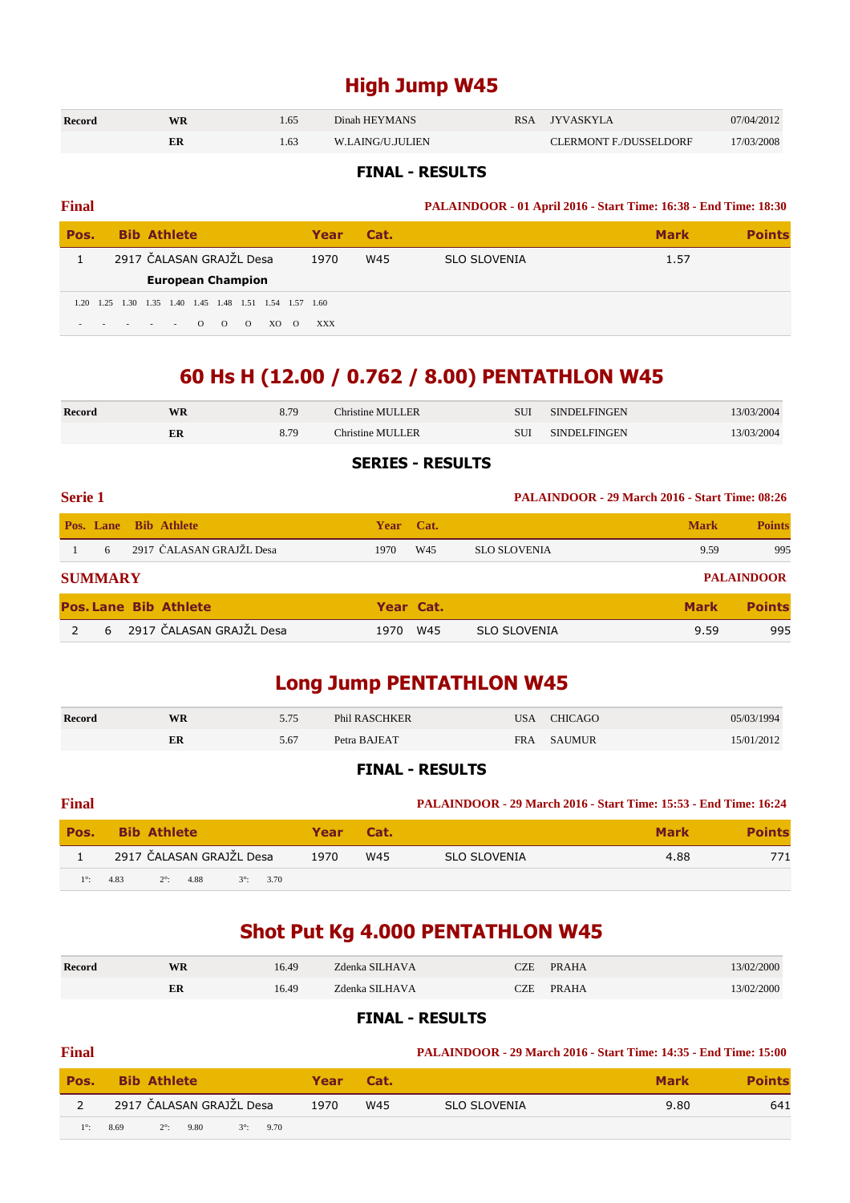# High Jump W45

| Record | | | | | | |
|---|---|---|---|---|---|---|
| Record | WR | 1.65 | Dinah HEYMANS | RSA | JYVASKYLA | 07/04/2012 |
| | ER | 1.63 | W.LAING/U.JULIEN | | CLERMONT F./DUSSELDORF | 17/03/2008 |

## FINAL - RESULTS

**Final** — PALAINDOOR - 01 April 2016 - Start Time: 16:38 - End Time: 18:30

| Pos. | Bib | Athlete | Year | Cat. | | Mark | Points |
|---|---|---|---|---|---|---|---|
| 1 | 2917 | ČALASAN GRAJŽL Desa | 1970 | W45 | SLO SLOVENIA | 1.57 | |
| | | **European Champion** | | | | | |

| 1.20 | 1.25 | 1.30 | 1.35 | 1.40 | 1.45 | 1.48 | 1.51 | 1.54 | 1.57 | 1.60 |
|---|---|---|---|---|---|---|---|---|---|---|
| - | - | - | - | - | - | O | O | O | XO O | XXX |

# 60 Hs H (12.00 / 0.762 / 8.00) PENTATHLON W45

| Record | | | | | | |
|---|---|---|---|---|---|---|
| Record | WR | 8.79 | Christine MULLER | SUI | SINDELFINGEN | 13/03/2004 |
| | ER | 8.79 | Christine MULLER | SUI | SINDELFINGEN | 13/03/2004 |

## SERIES - RESULTS

**Serie 1** — PALAINDOOR - 29 March 2016 - Start Time: 08:26

| Pos. | Lane | Bib | Athlete | Year | Cat. | | Mark | Points |
|---|---|---|---|---|---|---|---|---|
| 1 | 6 | 2917 | ČALASAN GRAJŽL Desa | 1970 | W45 | SLO SLOVENIA | 9.59 | 995 |

**SUMMARY** — PALAINDOOR

| Pos. | Lane | Bib | Athlete | Year | Cat. | | Mark | Points |
|---|---|---|---|---|---|---|---|---|
| 2 | 6 | 2917 | ČALASAN GRAJŽL Desa | 1970 | W45 | SLO SLOVENIA | 9.59 | 995 |

# Long Jump PENTATHLON W45

| Record | | | | | | |
|---|---|---|---|---|---|---|
| Record | WR | 5.75 | Phil RASCHKER | USA | CHICAGO | 05/03/1994 |
| | ER | 5.67 | Petra BAJEAT | FRA | SAUMUR | 15/01/2012 |

## FINAL - RESULTS

**Final** — PALAINDOOR - 29 March 2016 - Start Time: 15:53 - End Time: 16:24

| Pos. | Bib | Athlete | Year | Cat. | | Mark | Points |
|---|---|---|---|---|---|---|---|
| 1 | 2917 | ČALASAN GRAJŽL Desa | 1970 | W45 | SLO SLOVENIA | 4.88 | 771 |

1°: 4.83 2°: 4.88 3°: 3.70

# Shot Put Kg 4.000 PENTATHLON W45

| Record | | | | | | |
|---|---|---|---|---|---|---|
| Record | WR | 16.49 | Zdenka SILHAVA | CZE | PRAHA | 13/02/2000 |
| | ER | 16.49 | Zdenka SILHAVA | CZE | PRAHA | 13/02/2000 |

## FINAL - RESULTS

**Final** — PALAINDOOR - 29 March 2016 - Start Time: 14:35 - End Time: 15:00

| Pos. | Bib | Athlete | Year | Cat. | | Mark | Points |
|---|---|---|---|---|---|---|---|
| 2 | 2917 | ČALASAN GRAJŽL Desa | 1970 | W45 | SLO SLOVENIA | 9.80 | 641 |

1°: 8.69 2°: 9.80 3°: 9.70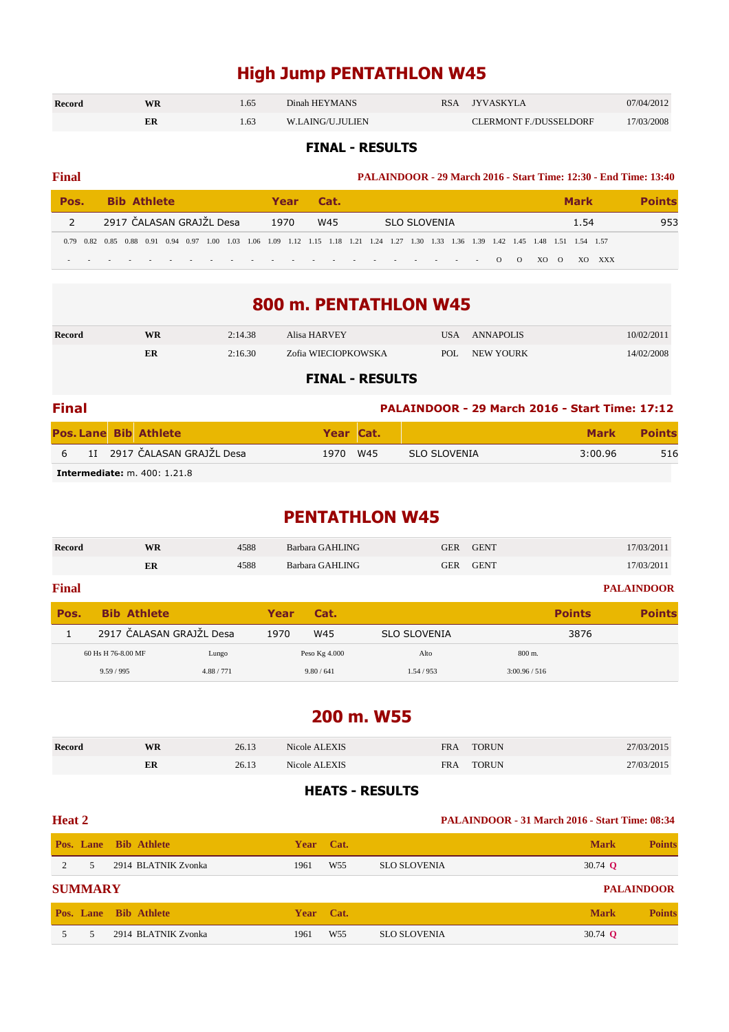# High Jump PENTATHLON W45

| Record | | | | | | |
|---|---|---|---|---|---|---|
| Record | WR | 1.65 | Dinah HEYMANS | RSA | JYVASKYLA | 07/04/2012 |
| | ER | 1.63 | W.LAING/U.JULIEN | | CLERMONT F./DUSSELDORF | 17/03/2008 |

## FINAL - RESULTS

### Final

**PALAINDOOR - 29 March 2016 - Start Time: 12:30 - End Time: 13:40**

| Pos. | Bib | Athlete | Year | Cat. | | Mark | Points |
|---|---|---|---|---|---|---|---|
| 2 | 2917 | ČALASAN GRAJŽL Desa | 1970 | W45 | SLO SLOVENIA | 1.54 | 953 |

| 0.79 | 0.82 | 0.85 | 0.88 | 0.91 | 0.94 | 0.97 | 1.00 | 1.03 | 1.06 | 1.09 | 1.12 | 1.15 | 1.18 | 1.21 | 1.24 | 1.27 | 1.30 | 1.33 | 1.36 | 1.39 | 1.42 | 1.45 | 1.48 | 1.51 | 1.54 | 1.57 |
|---|---|---|---|---|---|---|---|---|---|---|---|---|---|---|---|---|---|---|---|---|---|---|---|---|---|---|
| - | - | - | - | - | - | - | - | - | - | - | - | - | - | - | - | - | - | - | - | - | O | O | XO | O | XO | XXX |

# 800 m. PENTATHLON W45

| Record | | | | | | |
|---|---|---|---|---|---|---|
| Record | WR | 2:14.38 | Alisa HARVEY | USA | ANNAPOLIS | 10/02/2011 |
| | ER | 2:16.30 | Zofia WIECIOPKOWSKA | POL | NEW YOURK | 14/02/2008 |

## FINAL - RESULTS

### Final

**PALAINDOOR - 29 March 2016 - Start Time: 17:12**

| Pos. | Lane | Bib | Athlete | Year | Cat. | | Mark | Points |
|---|---|---|---|---|---|---|---|---|
| 6 | 1I | 2917 | ČALASAN GRAJŽL Desa | 1970 | W45 | SLO SLOVENIA | 3:00.96 | 516 |

**Intermediate:** m. 400: 1.21.8

# PENTATHLON W45

| Record | | | | | | |
|---|---|---|---|---|---|---|
| Record | WR | 4588 | Barbara GAHLING | GER | GENT | 17/03/2011 |
| | ER | 4588 | Barbara GAHLING | GER | GENT | 17/03/2011 |

### Final

**PALAINDOOR**

| Pos. | Bib | Athlete | Year | Cat. | | Points | Points |
|---|---|---|---|---|---|---|---|
| 1 | 2917 | ČALASAN GRAJŽL Desa | 1970 | W45 | SLO SLOVENIA | 3876 | |

| 60 Hs H 76-8.00 MF | Lungo | Peso Kg 4.000 | Alto | 800 m. |
|---|---|---|---|---|
| 9.59 / 995 | 4.88 / 771 | 9.80 / 641 | 1.54 / 953 | 3:00.96 / 516 |

# 200 m. W55

| Record | | | | | | |
|---|---|---|---|---|---|---|
| Record | WR | 26.13 | Nicole ALEXIS | FRA | TORUN | 27/03/2015 |
| | ER | 26.13 | Nicole ALEXIS | FRA | TORUN | 27/03/2015 |

## HEATS - RESULTS

### Heat 2

**PALAINDOOR - 31 March 2016 - Start Time: 08:34**

| Pos. | Lane | Bib | Athlete | Year | Cat. | | Mark | Points |
|---|---|---|---|---|---|---|---|---|
| 2 | 5 | 2914 | BLATNIK Zvonka | 1961 | W55 | SLO SLOVENIA | 30.74 Q | |

### SUMMARY

**PALAINDOOR**

| Pos. | Lane | Bib | Athlete | Year | Cat. | | Mark | Points |
|---|---|---|---|---|---|---|---|---|
| 5 | 5 | 2914 | BLATNIK Zvonka | 1961 | W55 | SLO SLOVENIA | 30.74 Q | |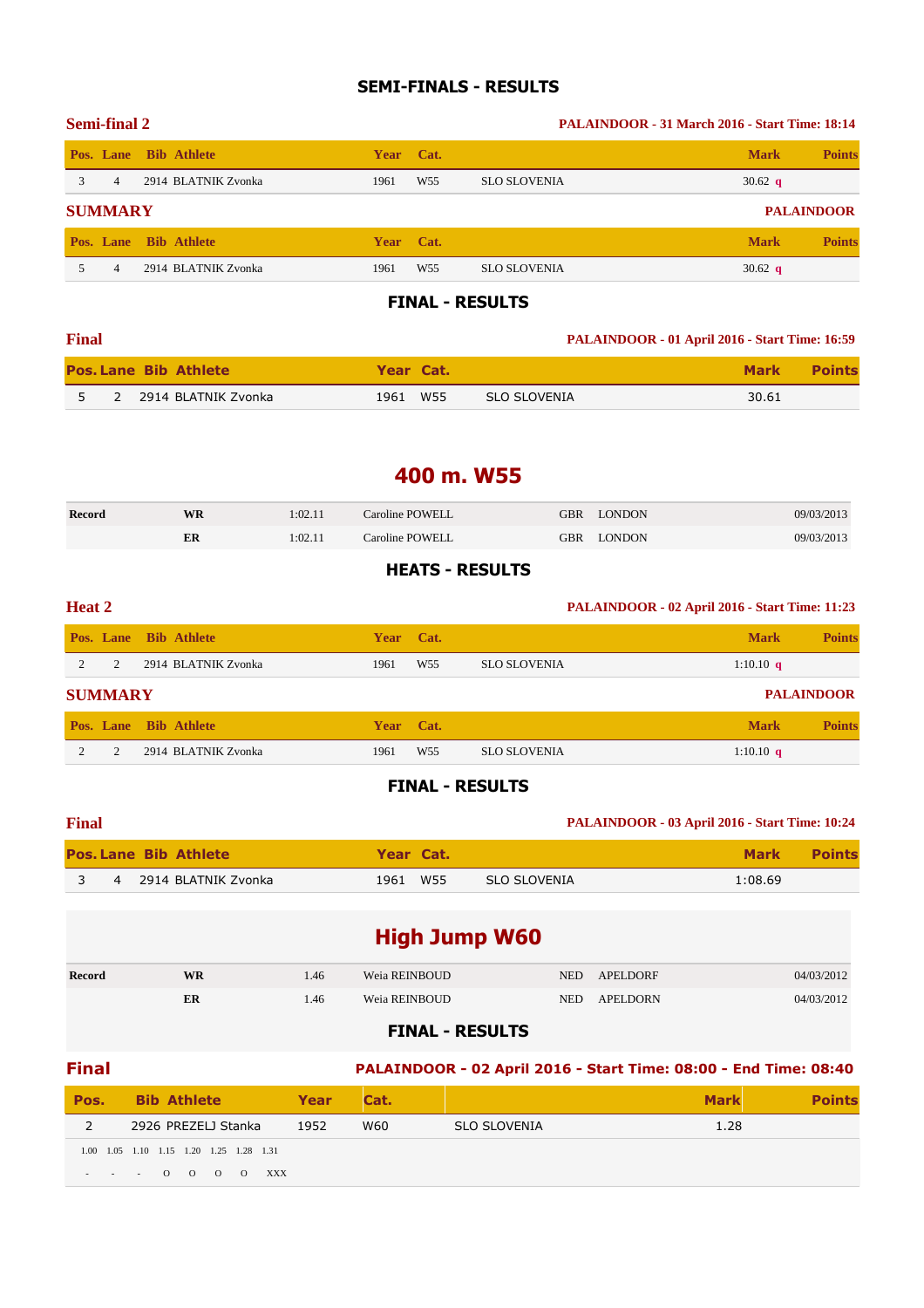## SEMI-FINALS - RESULTS

**Semi-final 2** — PALAINDOOR - 31 March 2016 - Start Time: 18:14

| Pos. | Lane | Bib | Athlete | Year | Cat. | | Mark | Points |
|---|---|---|---|---|---|---|---|---|
| 3 | 4 | 2914 | BLATNIK Zvonka | 1961 | W55 | SLO SLOVENIA | 30.62 q | |

**SUMMARY** — PALAINDOOR

| Pos. | Lane | Bib | Athlete | Year | Cat. | | Mark | Points |
|---|---|---|---|---|---|---|---|---|
| 5 | 4 | 2914 | BLATNIK Zvonka | 1961 | W55 | SLO SLOVENIA | 30.62 q | |

## FINAL - RESULTS

**Final** — PALAINDOOR - 01 April 2016 - Start Time: 16:59

| Pos. | Lane | Bib | Athlete | Year | Cat. | | Mark | Points |
|---|---|---|---|---|---|---|---|---|
| 5 | 2 | 2914 | BLATNIK Zvonka | 1961 | W55 | SLO SLOVENIA | 30.61 | |

# 400 m. W55

| Record | | | | | | |
|---|---|---|---|---|---|---|
| | WR | 1:02.11 | Caroline POWELL | GBR | LONDON | 09/03/2013 |
| | ER | 1:02.11 | Caroline POWELL | GBR | LONDON | 09/03/2013 |

## HEATS - RESULTS

**Heat 2** — PALAINDOOR - 02 April 2016 - Start Time: 11:23

| Pos. | Lane | Bib | Athlete | Year | Cat. | | Mark | Points |
|---|---|---|---|---|---|---|---|---|
| 2 | 2 | 2914 | BLATNIK Zvonka | 1961 | W55 | SLO SLOVENIA | 1:10.10 q | |

**SUMMARY** — PALAINDOOR

| Pos. | Lane | Bib | Athlete | Year | Cat. | | Mark | Points |
|---|---|---|---|---|---|---|---|---|
| 2 | 2 | 2914 | BLATNIK Zvonka | 1961 | W55 | SLO SLOVENIA | 1:10.10 q | |

## FINAL - RESULTS

**Final** — PALAINDOOR - 03 April 2016 - Start Time: 10:24

| Pos. | Lane | Bib | Athlete | Year | Cat. | | Mark | Points |
|---|---|---|---|---|---|---|---|---|
| 3 | 4 | 2914 | BLATNIK Zvonka | 1961 | W55 | SLO SLOVENIA | 1:08.69 | |

# High Jump W60

| Record | | | | | | |
|---|---|---|---|---|---|---|
| | WR | 1.46 | Weia REINBOUD | NED | APELDORF | 04/03/2012 |
| | ER | 1.46 | Weia REINBOUD | NED | APELDORN | 04/03/2012 |

## FINAL - RESULTS

**Final** — PALAINDOOR - 02 April 2016 - Start Time: 08:00 - End Time: 08:40

| Pos. | Bib | Athlete | Year | Cat. | | Mark | Points |
|---|---|---|---|---|---|---|---|
| 2 | 2926 | PREZELJ Stanka | 1952 | W60 | SLO SLOVENIA | 1.28 | |

| 1.00 | 1.05 | 1.10 | 1.15 | 1.20 | 1.25 | 1.28 | 1.31 |
|---|---|---|---|---|---|---|---|
| - | - | - | O | O | O | O | XXX |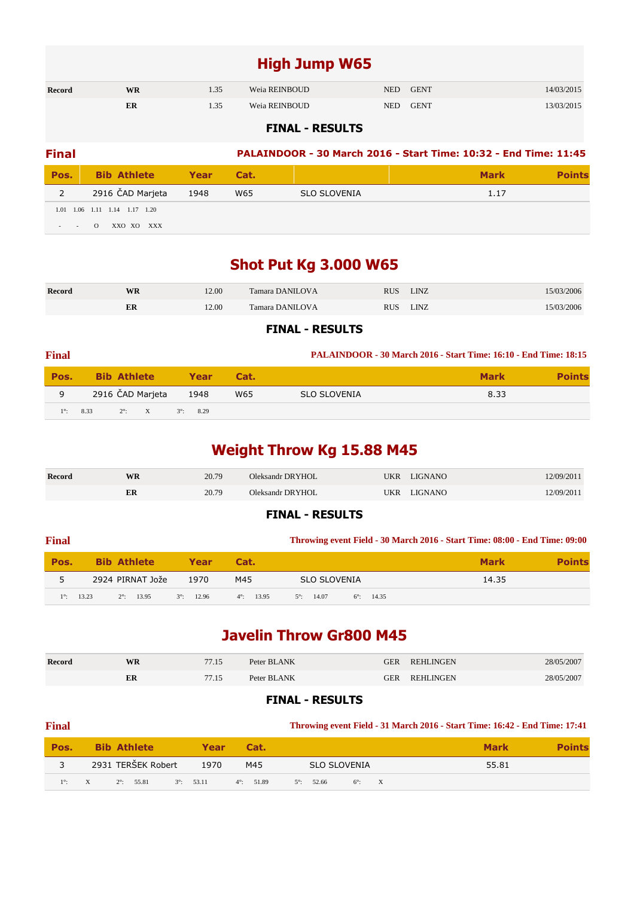# High Jump W65

| Record | | | | | | |
|---|---|---|---|---|---|---|
| Record | WR | 1.35 | Weia REINBOUD | NED | GENT | 14/03/2015 |
| | ER | 1.35 | Weia REINBOUD | NED | GENT | 13/03/2015 |

**FINAL - RESULTS**

**Final** — **PALAINDOOR - 30 March 2016 - Start Time: 10:32 - End Time: 11:45**

| Pos. | Bib | Athlete | Year | Cat. | | Mark | Points |
|---|---|---|---|---|---|---|---|
| 2 | 2916 | ČAD Marjeta | 1948 | W65 | SLO SLOVENIA | 1.17 | |

| 1.01 | 1.06 | 1.11 | 1.14 | 1.17 | 1.20 |
|---|---|---|---|---|---|
| - | - | O | XXO | XO | XXX |

# Shot Put Kg 3.000 W65

| Record | | | | | | |
|---|---|---|---|---|---|---|
| Record | WR | 12.00 | Tamara DANILOVA | RUS | LINZ | 15/03/2006 |
| | ER | 12.00 | Tamara DANILOVA | RUS | LINZ | 15/03/2006 |

**FINAL - RESULTS**

**Final** — **PALAINDOOR - 30 March 2016 - Start Time: 16:10 - End Time: 18:15**

| Pos. | Bib | Athlete | Year | Cat. | | Mark | Points |
|---|---|---|---|---|---|---|---|
| 9 | 2916 | ČAD Marjeta | 1948 | W65 | SLO SLOVENIA | 8.33 | |

1°: 8.33 2°: X 3°: 8.29

# Weight Throw Kg 15.88 M45

| Record | | | | | | |
|---|---|---|---|---|---|---|
| Record | WR | 20.79 | Oleksandr DRYHOL | UKR | LIGNANO | 12/09/2011 |
| | ER | 20.79 | Oleksandr DRYHOL | UKR | LIGNANO | 12/09/2011 |

**FINAL - RESULTS**

**Final** — **Throwing event Field - 30 March 2016 - Start Time: 08:00 - End Time: 09:00**

| Pos. | Bib | Athlete | Year | Cat. | | Mark | Points |
|---|---|---|---|---|---|---|---|
| 5 | 2924 | PIRNAT Jože | 1970 | M45 | SLO SLOVENIA | 14.35 | |

1°: 13.23 2°: 13.95 3°: 12.96 4°: 13.95 5°: 14.07 6°: 14.35

# Javelin Throw Gr800 M45

| Record | | | | | | |
|---|---|---|---|---|---|---|
| Record | WR | 77.15 | Peter BLANK | GER | REHLINGEN | 28/05/2007 |
| | ER | 77.15 | Peter BLANK | GER | REHLINGEN | 28/05/2007 |

**FINAL - RESULTS**

**Final** — **Throwing event Field - 31 March 2016 - Start Time: 16:42 - End Time: 17:41**

| Pos. | Bib | Athlete | Year | Cat. | | Mark | Points |
|---|---|---|---|---|---|---|---|
| 3 | 2931 | TERŠEK Robert | 1970 | M45 | SLO SLOVENIA | 55.81 | |

1°: X 2°: 55.81 3°: 53.11 4°: 51.89 5°: 52.66 6°: X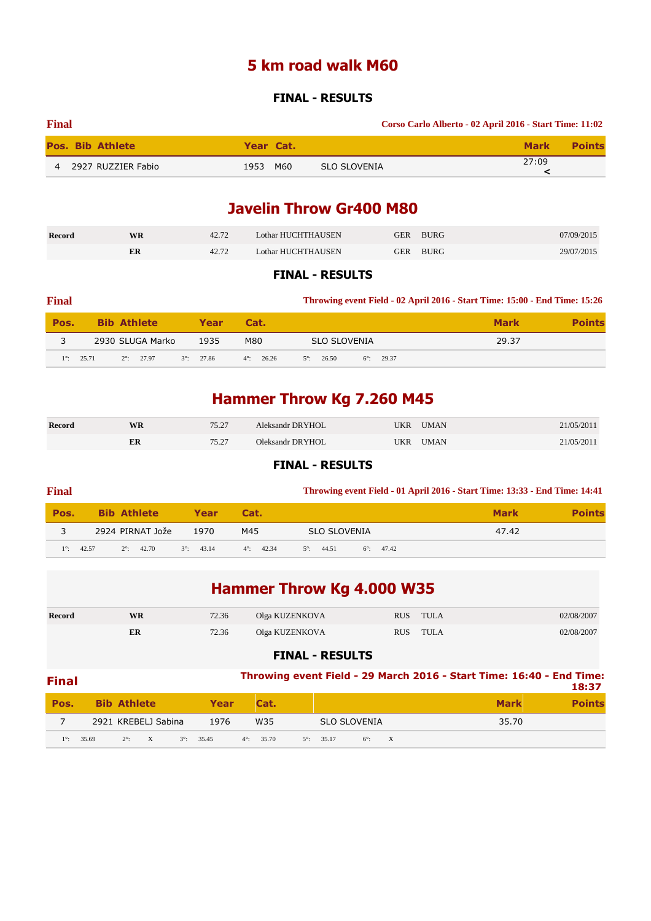# 5 km road walk M60

### FINAL - RESULTS

**Final** — **Corso Carlo Alberto - 02 April 2016 - Start Time: 11:02**

| Pos. | Bib | Athlete | Year | Cat. | | Mark | Points |
|---|---|---|---|---|---|---|---|
| 4 | 2927 | RUZZIER Fabio | 1953 | M60 | SLO SLOVENIA | 27:09 < | |

# Javelin Throw Gr400 M80

| Record | | | | | | |
|---|---|---|---|---|---|---|
| Record | WR | 42.72 | Lothar HUCHTHAUSEN | GER | BURG | 07/09/2015 |
| | ER | 42.72 | Lothar HUCHTHAUSEN | GER | BURG | 29/07/2015 |

### FINAL - RESULTS

**Final** — **Throwing event Field - 02 April 2016 - Start Time: 15:00 - End Time: 15:26**

| Pos. | Bib | Athlete | Year | Cat. | | Mark | Points |
|---|---|---|---|---|---|---|---|
| 3 | 2930 | SLUGA Marko | 1935 | M80 | SLO SLOVENIA | 29.37 | |

1°: 25.71 2°: 27.97 3°: 27.86 4°: 26.26 5°: 26.50 6°: 29.37

# Hammer Throw Kg 7.260 M45

| Record | | | | | | |
|---|---|---|---|---|---|---|
| Record | WR | 75.27 | Aleksandr DRYHOL | UKR | UMAN | 21/05/2011 |
| | ER | 75.27 | Oleksandr DRYHOL | UKR | UMAN | 21/05/2011 |

### FINAL - RESULTS

**Final** — **Throwing event Field - 01 April 2016 - Start Time: 13:33 - End Time: 14:41**

| Pos. | Bib | Athlete | Year | Cat. | | Mark | Points |
|---|---|---|---|---|---|---|---|
| 3 | 2924 | PIRNAT Jože | 1970 | M45 | SLO SLOVENIA | 47.42 | |

1°: 42.57 2°: 42.70 3°: 43.14 4°: 42.34 5°: 44.51 6°: 47.42

# Hammer Throw Kg 4.000 W35

| Record | | | | | | |
|---|---|---|---|---|---|---|
| Record | WR | 72.36 | Olga KUZENKOVA | RUS | TULA | 02/08/2007 |
| | ER | 72.36 | Olga KUZENKOVA | RUS | TULA | 02/08/2007 |

### FINAL - RESULTS

**Final** — **Throwing event Field - 29 March 2016 - Start Time: 16:40 - End Time: 18:37**

| Pos. | Bib | Athlete | Year | Cat. | | Mark | Points |
|---|---|---|---|---|---|---|---|
| 7 | 2921 | KREBELJ Sabina | 1976 | W35 | SLO SLOVENIA | 35.70 | |

1°: 35.69 2°: X 3°: 35.45 4°: 35.70 5°: 35.17 6°: X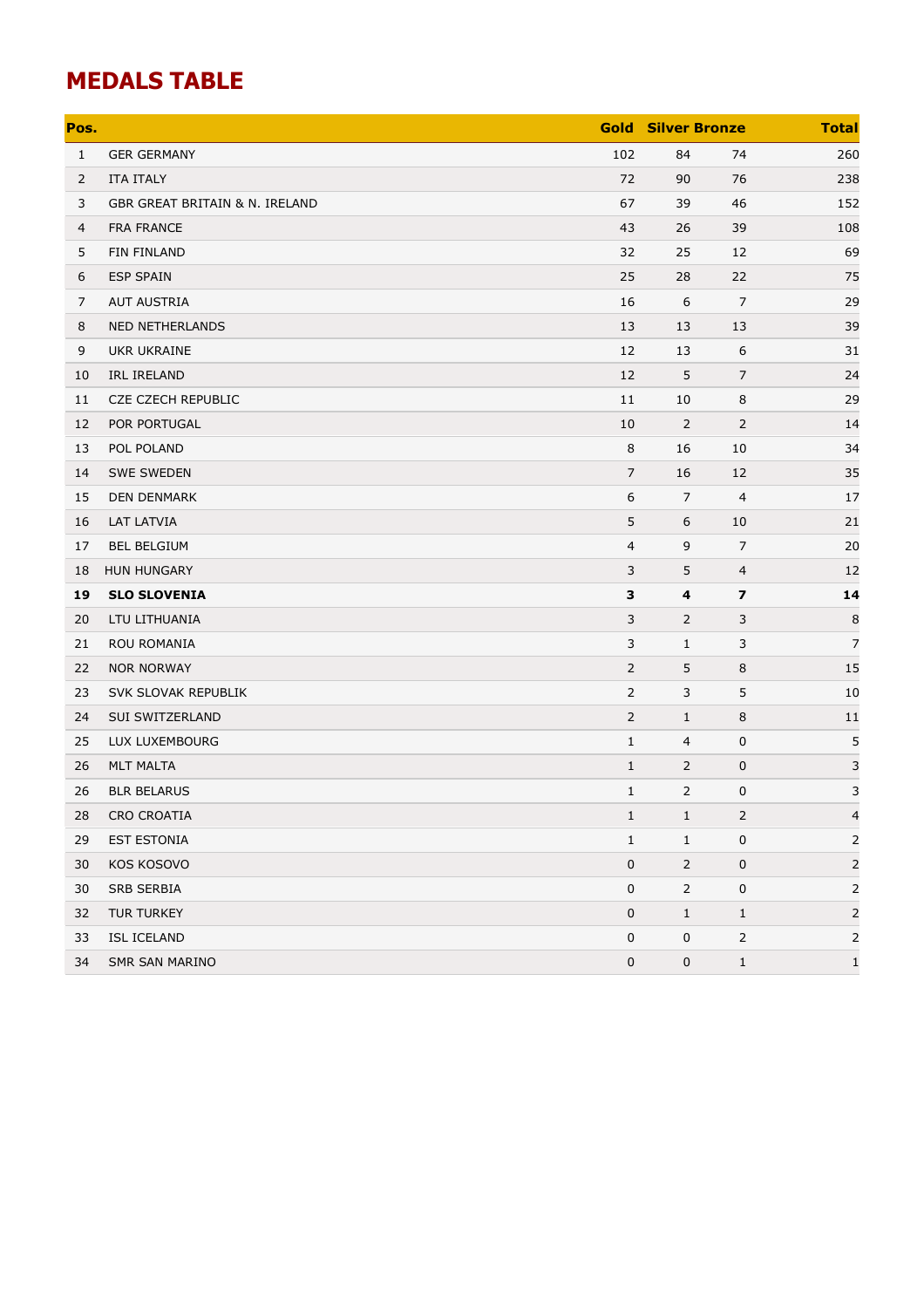# MEDALS TABLE

| Pos. | | Gold | Silver | Bronze | Total |
|---|---|---|---|---|---|
| 1 | GER GERMANY | 102 | 84 | 74 | 260 |
| 2 | ITA ITALY | 72 | 90 | 76 | 238 |
| 3 | GBR GREAT BRITAIN & N. IRELAND | 67 | 39 | 46 | 152 |
| 4 | FRA FRANCE | 43 | 26 | 39 | 108 |
| 5 | FIN FINLAND | 32 | 25 | 12 | 69 |
| 6 | ESP SPAIN | 25 | 28 | 22 | 75 |
| 7 | AUT AUSTRIA | 16 | 6 | 7 | 29 |
| 8 | NED NETHERLANDS | 13 | 13 | 13 | 39 |
| 9 | UKR UKRAINE | 12 | 13 | 6 | 31 |
| 10 | IRL IRELAND | 12 | 5 | 7 | 24 |
| 11 | CZE CZECH REPUBLIC | 11 | 10 | 8 | 29 |
| 12 | POR PORTUGAL | 10 | 2 | 2 | 14 |
| 13 | POL POLAND | 8 | 16 | 10 | 34 |
| 14 | SWE SWEDEN | 7 | 16 | 12 | 35 |
| 15 | DEN DENMARK | 6 | 7 | 4 | 17 |
| 16 | LAT LATVIA | 5 | 6 | 10 | 21 |
| 17 | BEL BELGIUM | 4 | 9 | 7 | 20 |
| 18 | HUN HUNGARY | 3 | 5 | 4 | 12 |
| **19** | **SLO SLOVENIA** | **3** | **4** | **7** | **14** |
| 20 | LTU LITHUANIA | 3 | 2 | 3 | 8 |
| 21 | ROU ROMANIA | 3 | 1 | 3 | 7 |
| 22 | NOR NORWAY | 2 | 5 | 8 | 15 |
| 23 | SVK SLOVAK REPUBLIK | 2 | 3 | 5 | 10 |
| 24 | SUI SWITZERLAND | 2 | 1 | 8 | 11 |
| 25 | LUX LUXEMBOURG | 1 | 4 | 0 | 5 |
| 26 | MLT MALTA | 1 | 2 | 0 | 3 |
| 26 | BLR BELARUS | 1 | 2 | 0 | 3 |
| 28 | CRO CROATIA | 1 | 1 | 2 | 4 |
| 29 | EST ESTONIA | 1 | 1 | 0 | 2 |
| 30 | KOS KOSOVO | 0 | 2 | 0 | 2 |
| 30 | SRB SERBIA | 0 | 2 | 0 | 2 |
| 32 | TUR TURKEY | 0 | 1 | 1 | 2 |
| 33 | ISL ICELAND | 0 | 0 | 2 | 2 |
| 34 | SMR SAN MARINO | 0 | 0 | 1 | 1 |